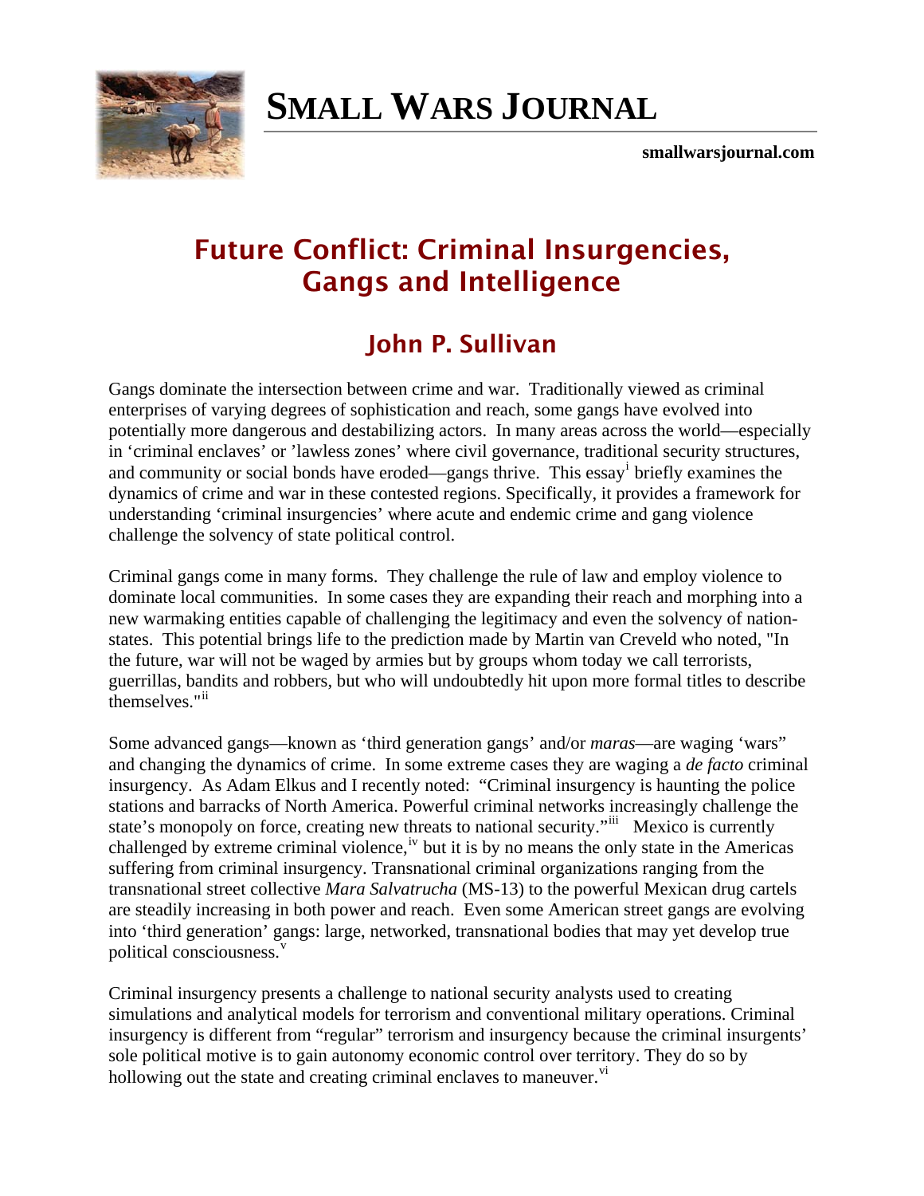# SMALL WARS JOURNAL

smallwarsjournal.com

## Future Conflict: Criminal Insurgencies, Gangs and Intelligence

### John P. Sullivan

Gangs dominate the intersection between crime and war. Traditionally viewed as criminal enterprises of varying degrees of sophistication and reach, some gangs have evolved into potentially more dangerous and destabilizing actors. In many areas across the world—especially in 'criminal enclaves' or 'lawless zones' where civil governance, traditional security structures, and community or social bonds have eroded—gangs thrive. This essay[i] briefly examines the dynamics of crime and war in these contested regions. Specifically, it provides a framework for understanding 'criminal insurgencies' where acute and endemic crime and gang violence challenge the solvency of state political control.

Criminal gangs come in many forms. They challenge the rule of law and employ violence to dominate local communities. In some cases they are expanding their reach and morphing into a new warmaking entities capable of challenging the legitimacy and even the solvency of nation-states. This potential brings life to the prediction made by Martin van Creveld who noted, "In the future, war will not be waged by armies but by groups whom today we call terrorists, guerrillas, bandits and robbers, but who will undoubtedly hit upon more formal titles to describe themselves."[ii]

Some advanced gangs—known as 'third generation gangs' and/or *maras*—are waging 'wars" and changing the dynamics of crime. In some extreme cases they are waging a *de facto* criminal insurgency. As Adam Elkus and I recently noted: "Criminal insurgency is haunting the police stations and barracks of North America. Powerful criminal networks increasingly challenge the state's monopoly on force, creating new threats to national security."[iii] Mexico is currently challenged by extreme criminal violence,[iv] but it is by no means the only state in the Americas suffering from criminal insurgency. Transnational criminal organizations ranging from the transnational street collective *Mara Salvatrucha* (MS-13) to the powerful Mexican drug cartels are steadily increasing in both power and reach. Even some American street gangs are evolving into 'third generation' gangs: large, networked, transnational bodies that may yet develop true political consciousness.[v]

Criminal insurgency presents a challenge to national security analysts used to creating simulations and analytical models for terrorism and conventional military operations. Criminal insurgency is different from "regular" terrorism and insurgency because the criminal insurgents' sole political motive is to gain autonomy economic control over territory. They do so by hollowing out the state and creating criminal enclaves to maneuver.[vi]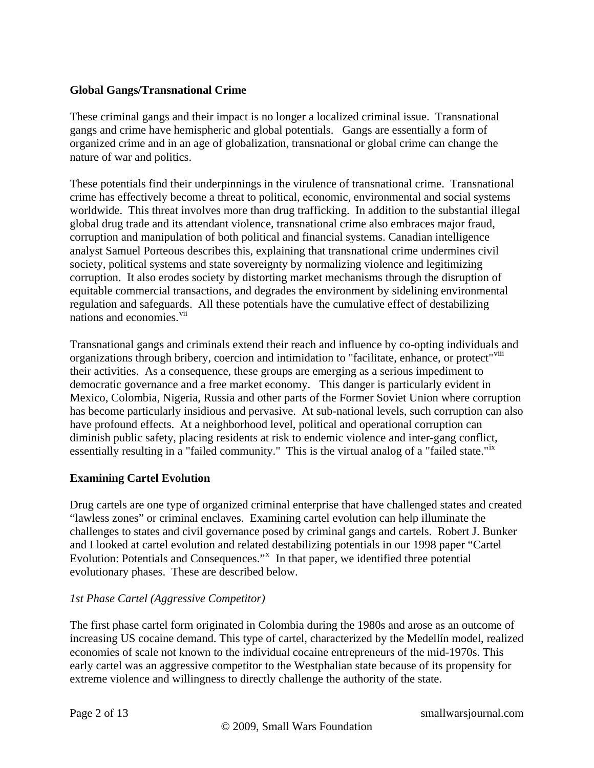**Global Gangs/Transnational Crime**

These criminal gangs and their impact is no longer a localized criminal issue. Transnational gangs and crime have hemispheric and global potentials. Gangs are essentially a form of organized crime and in an age of globalization, transnational or global crime can change the nature of war and politics.

These potentials find their underpinnings in the virulence of transnational crime. Transnational crime has effectively become a threat to political, economic, environmental and social systems worldwide. This threat involves more than drug trafficking. In addition to the substantial illegal global drug trade and its attendant violence, transnational crime also embraces major fraud, corruption and manipulation of both political and financial systems. Canadian intelligence analyst Samuel Porteous describes this, explaining that transnational crime undermines civil society, political systems and state sovereignty by normalizing violence and legitimizing corruption. It also erodes society by distorting market mechanisms through the disruption of equitable commercial transactions, and degrades the environment by sidelining environmental regulation and safeguards. All these potentials have the cumulative effect of destabilizing nations and economies.[vii]

Transnational gangs and criminals extend their reach and influence by co-opting individuals and organizations through bribery, coercion and intimidation to "facilitate, enhance, or protect"[viii] their activities. As a consequence, these groups are emerging as a serious impediment to democratic governance and a free market economy. This danger is particularly evident in Mexico, Colombia, Nigeria, Russia and other parts of the Former Soviet Union where corruption has become particularly insidious and pervasive. At sub-national levels, such corruption can also have profound effects. At a neighborhood level, political and operational corruption can diminish public safety, placing residents at risk to endemic violence and inter-gang conflict, essentially resulting in a "failed community." This is the virtual analog of a "failed state."[ix]

**Examining Cartel Evolution**

Drug cartels are one type of organized criminal enterprise that have challenged states and created "lawless zones" or criminal enclaves. Examining cartel evolution can help illuminate the challenges to states and civil governance posed by criminal gangs and cartels. Robert J. Bunker and I looked at cartel evolution and related destabilizing potentials in our 1998 paper "Cartel Evolution: Potentials and Consequences."[x] In that paper, we identified three potential evolutionary phases. These are described below.

*1st Phase Cartel (Aggressive Competitor)*

The first phase cartel form originated in Colombia during the 1980s and arose as an outcome of increasing US cocaine demand. This type of cartel, characterized by the Medellín model, realized economies of scale not known to the individual cocaine entrepreneurs of the mid-1970s. This early cartel was an aggressive competitor to the Westphalian state because of its propensity for extreme violence and willingness to directly challenge the authority of the state.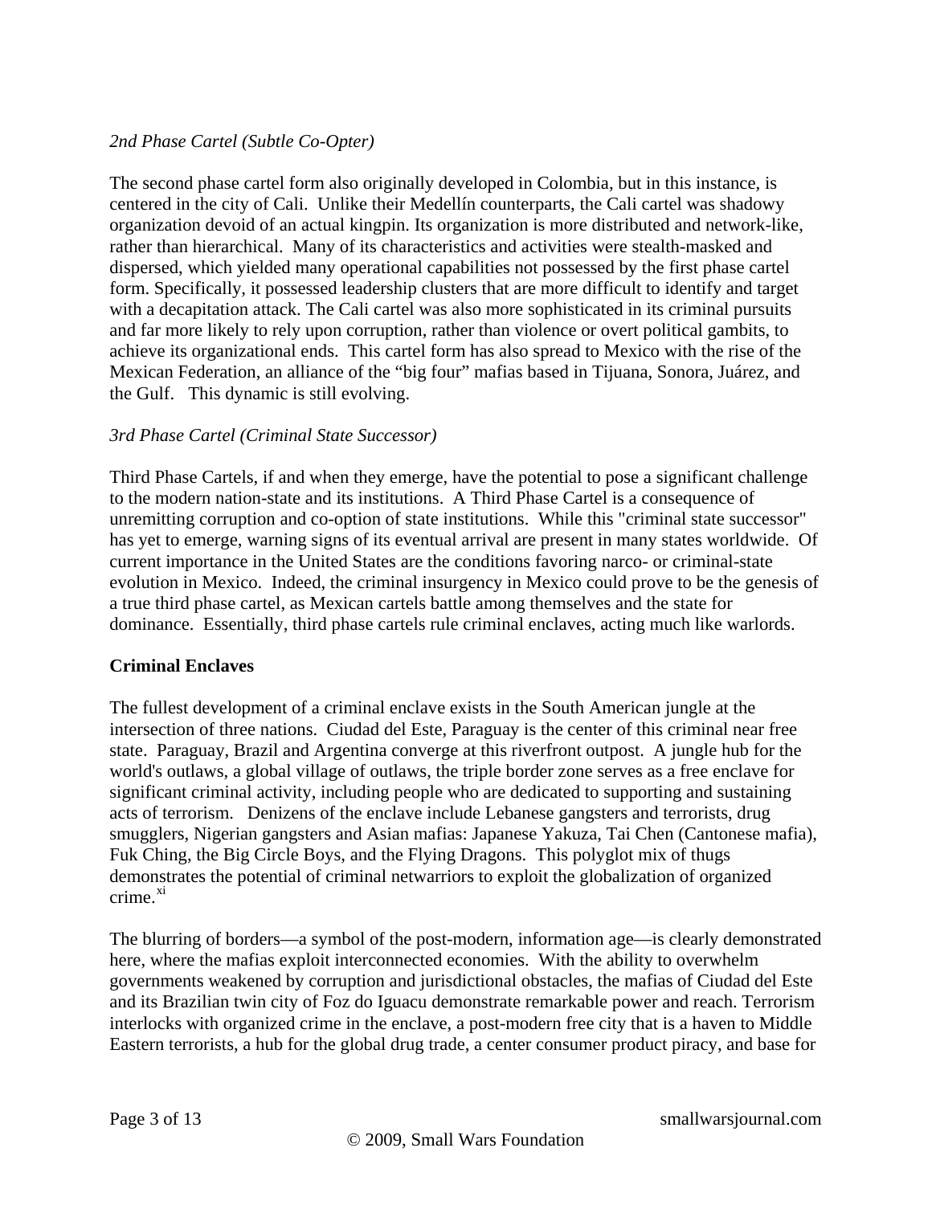*2nd Phase Cartel (Subtle Co-Opter)*

The second phase cartel form also originally developed in Colombia, but in this instance, is centered in the city of Cali. Unlike their Medellín counterparts, the Cali cartel was shadowy organization devoid of an actual kingpin. Its organization is more distributed and network-like, rather than hierarchical. Many of its characteristics and activities were stealth-masked and dispersed, which yielded many operational capabilities not possessed by the first phase cartel form. Specifically, it possessed leadership clusters that are more difficult to identify and target with a decapitation attack. The Cali cartel was also more sophisticated in its criminal pursuits and far more likely to rely upon corruption, rather than violence or overt political gambits, to achieve its organizational ends. This cartel form has also spread to Mexico with the rise of the Mexican Federation, an alliance of the "big four" mafias based in Tijuana, Sonora, Juárez, and the Gulf. This dynamic is still evolving.

*3rd Phase Cartel (Criminal State Successor)*

Third Phase Cartels, if and when they emerge, have the potential to pose a significant challenge to the modern nation-state and its institutions. A Third Phase Cartel is a consequence of unremitting corruption and co-option of state institutions. While this "criminal state successor" has yet to emerge, warning signs of its eventual arrival are present in many states worldwide. Of current importance in the United States are the conditions favoring narco- or criminal-state evolution in Mexico. Indeed, the criminal insurgency in Mexico could prove to be the genesis of a true third phase cartel, as Mexican cartels battle among themselves and the state for dominance. Essentially, third phase cartels rule criminal enclaves, acting much like warlords.

**Criminal Enclaves**

The fullest development of a criminal enclave exists in the South American jungle at the intersection of three nations. Ciudad del Este, Paraguay is the center of this criminal near free state. Paraguay, Brazil and Argentina converge at this riverfront outpost. A jungle hub for the world's outlaws, a global village of outlaws, the triple border zone serves as a free enclave for significant criminal activity, including people who are dedicated to supporting and sustaining acts of terrorism. Denizens of the enclave include Lebanese gangsters and terrorists, drug smugglers, Nigerian gangsters and Asian mafias: Japanese Yakuza, Tai Chen (Cantonese mafia), Fuk Ching, the Big Circle Boys, and the Flying Dragons. This polyglot mix of thugs demonstrates the potential of criminal netwarriors to exploit the globalization of organized crime.[xi]

The blurring of borders—a symbol of the post-modern, information age—is clearly demonstrated here, where the mafias exploit interconnected economies. With the ability to overwhelm governments weakened by corruption and jurisdictional obstacles, the mafias of Ciudad del Este and its Brazilian twin city of Foz do Iguacu demonstrate remarkable power and reach. Terrorism interlocks with organized crime in the enclave, a post-modern free city that is a haven to Middle Eastern terrorists, a hub for the global drug trade, a center consumer product piracy, and base for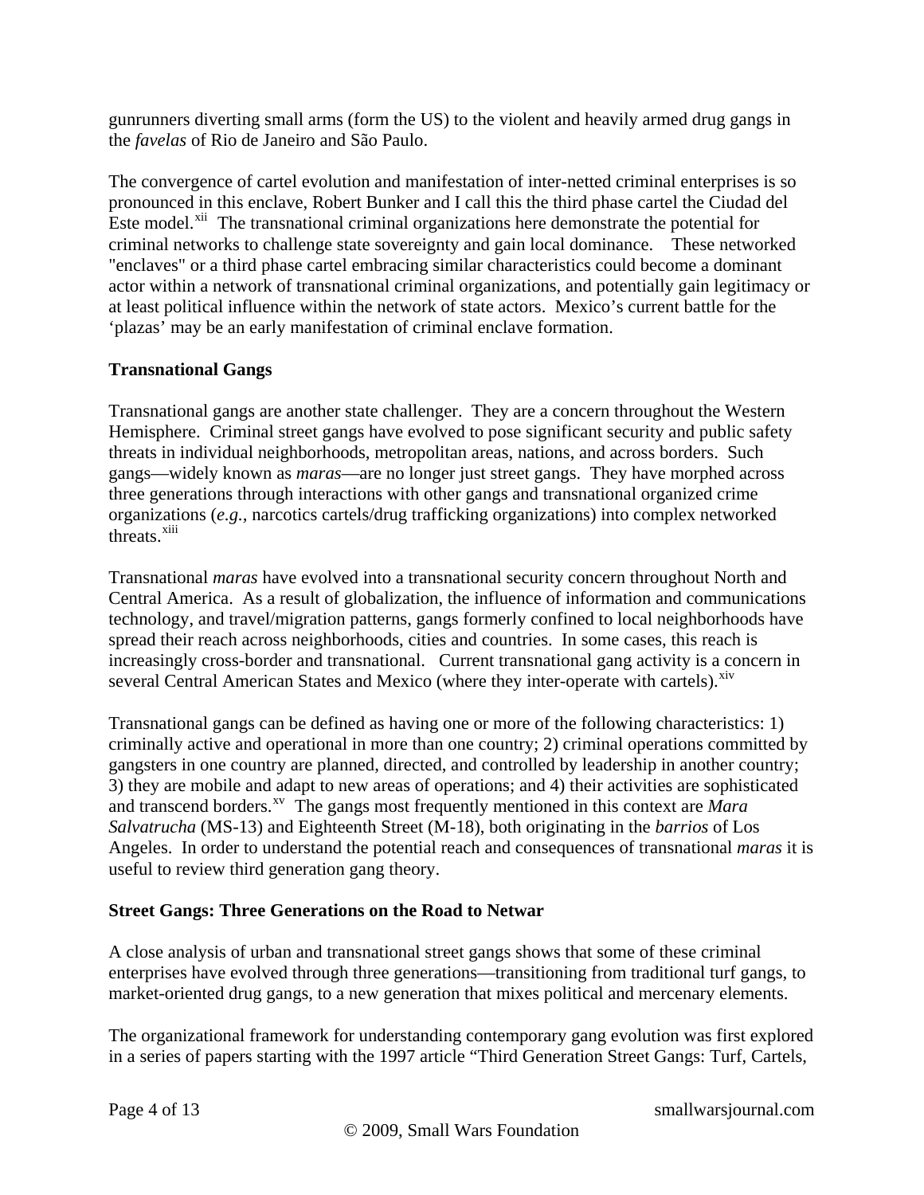gunrunners diverting small arms (form the US) to the violent and heavily armed drug gangs in the *favelas* of Rio de Janeiro and São Paulo.

The convergence of cartel evolution and manifestation of inter-netted criminal enterprises is so pronounced in this enclave, Robert Bunker and I call this the third phase cartel the Ciudad del Este model.[xii] The transnational criminal organizations here demonstrate the potential for criminal networks to challenge state sovereignty and gain local dominance. These networked "enclaves" or a third phase cartel embracing similar characteristics could become a dominant actor within a network of transnational criminal organizations, and potentially gain legitimacy or at least political influence within the network of state actors. Mexico's current battle for the 'plazas' may be an early manifestation of criminal enclave formation.

**Transnational Gangs**

Transnational gangs are another state challenger. They are a concern throughout the Western Hemisphere. Criminal street gangs have evolved to pose significant security and public safety threats in individual neighborhoods, metropolitan areas, nations, and across borders. Such gangs—widely known as *maras*—are no longer just street gangs. They have morphed across three generations through interactions with other gangs and transnational organized crime organizations (*e.g.*, narcotics cartels/drug trafficking organizations) into complex networked threats.[xiii]

Transnational *maras* have evolved into a transnational security concern throughout North and Central America. As a result of globalization, the influence of information and communications technology, and travel/migration patterns, gangs formerly confined to local neighborhoods have spread their reach across neighborhoods, cities and countries. In some cases, this reach is increasingly cross-border and transnational. Current transnational gang activity is a concern in several Central American States and Mexico (where they inter-operate with cartels).[xiv]

Transnational gangs can be defined as having one or more of the following characteristics: 1) criminally active and operational in more than one country; 2) criminal operations committed by gangsters in one country are planned, directed, and controlled by leadership in another country; 3) they are mobile and adapt to new areas of operations; and 4) their activities are sophisticated and transcend borders.[xv] The gangs most frequently mentioned in this context are *Mara Salvatrucha* (MS-13) and Eighteenth Street (M-18), both originating in the *barrios* of Los Angeles. In order to understand the potential reach and consequences of transnational *maras* it is useful to review third generation gang theory.

**Street Gangs: Three Generations on the Road to Netwar**

A close analysis of urban and transnational street gangs shows that some of these criminal enterprises have evolved through three generations—transitioning from traditional turf gangs, to market-oriented drug gangs, to a new generation that mixes political and mercenary elements.

The organizational framework for understanding contemporary gang evolution was first explored in a series of papers starting with the 1997 article "Third Generation Street Gangs: Turf, Cartels,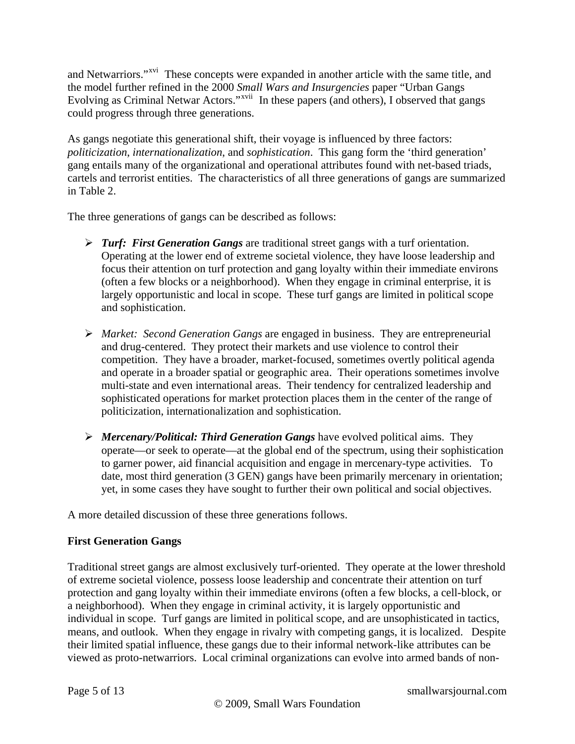and Netwarriors."[xvi] These concepts were expanded in another article with the same title, and the model further refined in the 2000 *Small Wars and Insurgencies* paper "Urban Gangs Evolving as Criminal Netwar Actors."[xvii] In these papers (and others), I observed that gangs could progress through three generations.

As gangs negotiate this generational shift, their voyage is influenced by three factors: *politicization*, *internationalization*, and *sophistication*. This gang form the 'third generation' gang entails many of the organizational and operational attributes found with net-based triads, cartels and terrorist entities. The characteristics of all three generations of gangs are summarized in Table 2.

The three generations of gangs can be described as follows:

- ***Turf: First Generation Gangs*** are traditional street gangs with a turf orientation. Operating at the lower end of extreme societal violence, they have loose leadership and focus their attention on turf protection and gang loyalty within their immediate environs (often a few blocks or a neighborhood). When they engage in criminal enterprise, it is largely opportunistic and local in scope. These turf gangs are limited in political scope and sophistication.

- *Market: Second Generation Gangs* are engaged in business. They are entrepreneurial and drug-centered. They protect their markets and use violence to control their competition. They have a broader, market-focused, sometimes overtly political agenda and operate in a broader spatial or geographic area. Their operations sometimes involve multi-state and even international areas. Their tendency for centralized leadership and sophisticated operations for market protection places them in the center of the range of politicization, internationalization and sophistication.

- ***Mercenary/Political: Third Generation Gangs*** have evolved political aims. They operate—or seek to operate—at the global end of the spectrum, using their sophistication to garner power, aid financial acquisition and engage in mercenary-type activities. To date, most third generation (3 GEN) gangs have been primarily mercenary in orientation; yet, in some cases they have sought to further their own political and social objectives.

A more detailed discussion of these three generations follows.

**First Generation Gangs**

Traditional street gangs are almost exclusively turf-oriented. They operate at the lower threshold of extreme societal violence, possess loose leadership and concentrate their attention on turf protection and gang loyalty within their immediate environs (often a few blocks, a cell-block, or a neighborhood). When they engage in criminal activity, it is largely opportunistic and individual in scope. Turf gangs are limited in political scope, and are unsophisticated in tactics, means, and outlook. When they engage in rivalry with competing gangs, it is localized. Despite their limited spatial influence, these gangs due to their informal network-like attributes can be viewed as proto-netwarriors. Local criminal organizations can evolve into armed bands of non-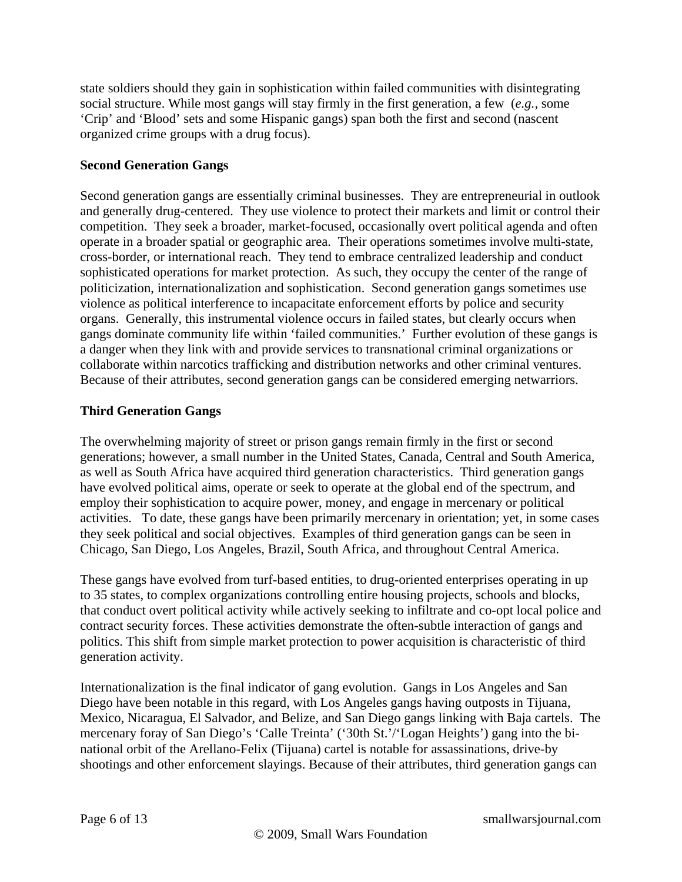state soldiers should they gain in sophistication within failed communities with disintegrating social structure. While most gangs will stay firmly in the first generation, a few (*e.g.*, some 'Crip' and 'Blood' sets and some Hispanic gangs) span both the first and second (nascent organized crime groups with a drug focus).

**Second Generation Gangs**

Second generation gangs are essentially criminal businesses. They are entrepreneurial in outlook and generally drug-centered. They use violence to protect their markets and limit or control their competition. They seek a broader, market-focused, occasionally overt political agenda and often operate in a broader spatial or geographic area. Their operations sometimes involve multi-state, cross-border, or international reach. They tend to embrace centralized leadership and conduct sophisticated operations for market protection. As such, they occupy the center of the range of politicization, internationalization and sophistication. Second generation gangs sometimes use violence as political interference to incapacitate enforcement efforts by police and security organs. Generally, this instrumental violence occurs in failed states, but clearly occurs when gangs dominate community life within 'failed communities.' Further evolution of these gangs is a danger when they link with and provide services to transnational criminal organizations or collaborate within narcotics trafficking and distribution networks and other criminal ventures. Because of their attributes, second generation gangs can be considered emerging netwarriors.

**Third Generation Gangs**

The overwhelming majority of street or prison gangs remain firmly in the first or second generations; however, a small number in the United States, Canada, Central and South America, as well as South Africa have acquired third generation characteristics. Third generation gangs have evolved political aims, operate or seek to operate at the global end of the spectrum, and employ their sophistication to acquire power, money, and engage in mercenary or political activities. To date, these gangs have been primarily mercenary in orientation; yet, in some cases they seek political and social objectives. Examples of third generation gangs can be seen in Chicago, San Diego, Los Angeles, Brazil, South Africa, and throughout Central America.

These gangs have evolved from turf-based entities, to drug-oriented enterprises operating in up to 35 states, to complex organizations controlling entire housing projects, schools and blocks, that conduct overt political activity while actively seeking to infiltrate and co-opt local police and contract security forces. These activities demonstrate the often-subtle interaction of gangs and politics. This shift from simple market protection to power acquisition is characteristic of third generation activity.

Internationalization is the final indicator of gang evolution. Gangs in Los Angeles and San Diego have been notable in this regard, with Los Angeles gangs having outposts in Tijuana, Mexico, Nicaragua, El Salvador, and Belize, and San Diego gangs linking with Baja cartels. The mercenary foray of San Diego's 'Calle Treinta' ('30th St.'/'Logan Heights') gang into the bi-national orbit of the Arellano-Felix (Tijuana) cartel is notable for assassinations, drive-by shootings and other enforcement slayings. Because of their attributes, third generation gangs can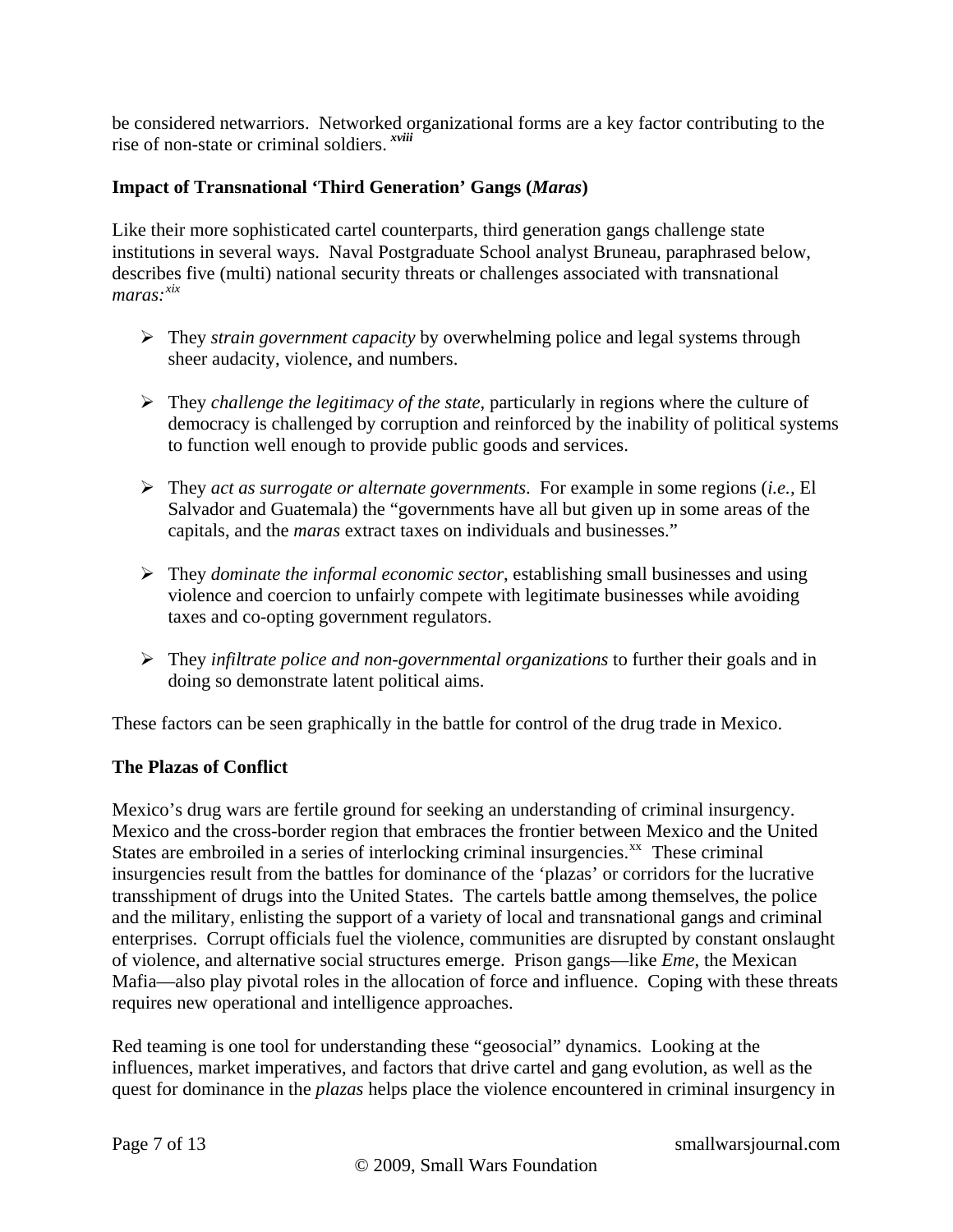be considered netwarriors. Networked organizational forms are a key factor contributing to the rise of non-state or criminal soldiers.[xviii]

**Impact of Transnational 'Third Generation' Gangs (*Maras*)**

Like their more sophisticated cartel counterparts, third generation gangs challenge state institutions in several ways. Naval Postgraduate School analyst Bruneau, paraphrased below, describes five (multi) national security threats or challenges associated with transnational *maras*:[xix]

- They *strain government capacity* by overwhelming police and legal systems through sheer audacity, violence, and numbers.
- They *challenge the legitimacy of the state*, particularly in regions where the culture of democracy is challenged by corruption and reinforced by the inability of political systems to function well enough to provide public goods and services.
- They *act as surrogate or alternate governments*. For example in some regions (*i.e.*, El Salvador and Guatemala) the "governments have all but given up in some areas of the capitals, and the *maras* extract taxes on individuals and businesses."
- They *dominate the informal economic sector*, establishing small businesses and using violence and coercion to unfairly compete with legitimate businesses while avoiding taxes and co-opting government regulators.
- They *infiltrate police and non-governmental organizations* to further their goals and in doing so demonstrate latent political aims.

These factors can be seen graphically in the battle for control of the drug trade in Mexico.

**The Plazas of Conflict**

Mexico's drug wars are fertile ground for seeking an understanding of criminal insurgency. Mexico and the cross-border region that embraces the frontier between Mexico and the United States are embroiled in a series of interlocking criminal insurgencies.[xx] These criminal insurgencies result from the battles for dominance of the 'plazas' or corridors for the lucrative transshipment of drugs into the United States. The cartels battle among themselves, the police and the military, enlisting the support of a variety of local and transnational gangs and criminal enterprises. Corrupt officials fuel the violence, communities are disrupted by constant onslaught of violence, and alternative social structures emerge. Prison gangs—like *Eme*, the Mexican Mafia—also play pivotal roles in the allocation of force and influence. Coping with these threats requires new operational and intelligence approaches.

Red teaming is one tool for understanding these "geosocial" dynamics. Looking at the influences, market imperatives, and factors that drive cartel and gang evolution, as well as the quest for dominance in the *plazas* helps place the violence encountered in criminal insurgency in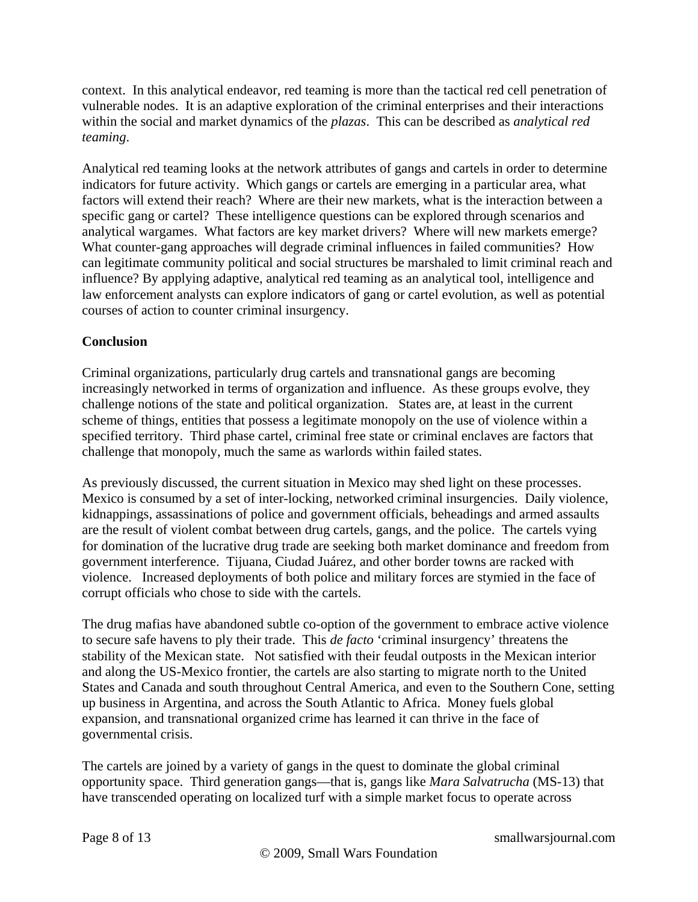context. In this analytical endeavor, red teaming is more than the tactical red cell penetration of vulnerable nodes. It is an adaptive exploration of the criminal enterprises and their interactions within the social and market dynamics of the *plazas*. This can be described as *analytical red teaming*.

Analytical red teaming looks at the network attributes of gangs and cartels in order to determine indicators for future activity. Which gangs or cartels are emerging in a particular area, what factors will extend their reach? Where are their new markets, what is the interaction between a specific gang or cartel? These intelligence questions can be explored through scenarios and analytical wargames. What factors are key market drivers? Where will new markets emerge? What counter-gang approaches will degrade criminal influences in failed communities? How can legitimate community political and social structures be marshaled to limit criminal reach and influence? By applying adaptive, analytical red teaming as an analytical tool, intelligence and law enforcement analysts can explore indicators of gang or cartel evolution, as well as potential courses of action to counter criminal insurgency.

**Conclusion**

Criminal organizations, particularly drug cartels and transnational gangs are becoming increasingly networked in terms of organization and influence. As these groups evolve, they challenge notions of the state and political organization. States are, at least in the current scheme of things, entities that possess a legitimate monopoly on the use of violence within a specified territory. Third phase cartel, criminal free state or criminal enclaves are factors that challenge that monopoly, much the same as warlords within failed states.

As previously discussed, the current situation in Mexico may shed light on these processes. Mexico is consumed by a set of inter-locking, networked criminal insurgencies. Daily violence, kidnappings, assassinations of police and government officials, beheadings and armed assaults are the result of violent combat between drug cartels, gangs, and the police. The cartels vying for domination of the lucrative drug trade are seeking both market dominance and freedom from government interference. Tijuana, Ciudad Juárez, and other border towns are racked with violence. Increased deployments of both police and military forces are stymied in the face of corrupt officials who chose to side with the cartels.

The drug mafias have abandoned subtle co-option of the government to embrace active violence to secure safe havens to ply their trade. This *de facto* 'criminal insurgency' threatens the stability of the Mexican state. Not satisfied with their feudal outposts in the Mexican interior and along the US-Mexico frontier, the cartels are also starting to migrate north to the United States and Canada and south throughout Central America, and even to the Southern Cone, setting up business in Argentina, and across the South Atlantic to Africa. Money fuels global expansion, and transnational organized crime has learned it can thrive in the face of governmental crisis.

The cartels are joined by a variety of gangs in the quest to dominate the global criminal opportunity space. Third generation gangs—that is, gangs like *Mara Salvatrucha* (MS-13) that have transcended operating on localized turf with a simple market focus to operate across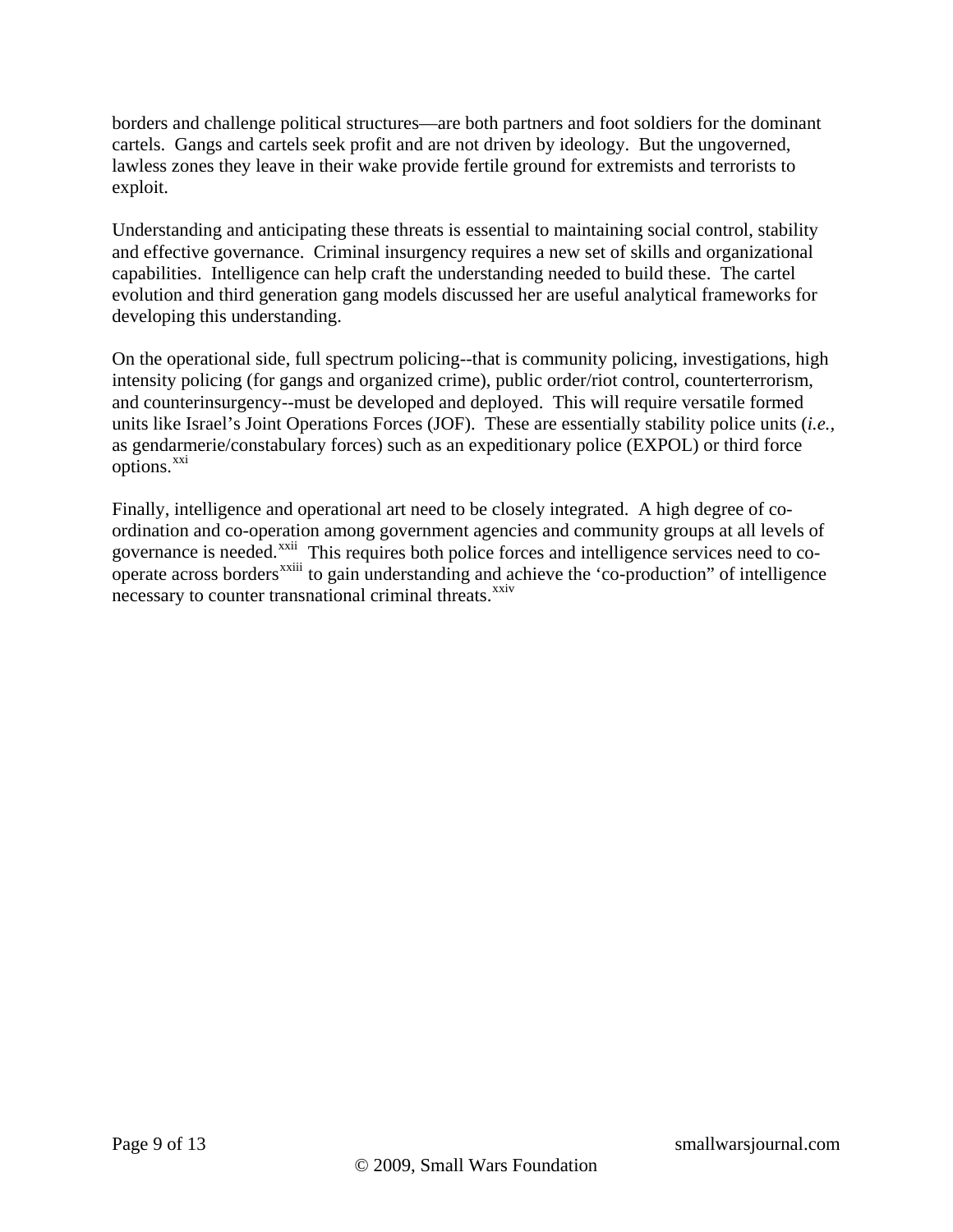borders and challenge political structures—are both partners and foot soldiers for the dominant cartels. Gangs and cartels seek profit and are not driven by ideology. But the ungoverned, lawless zones they leave in their wake provide fertile ground for extremists and terrorists to exploit.

Understanding and anticipating these threats is essential to maintaining social control, stability and effective governance. Criminal insurgency requires a new set of skills and organizational capabilities. Intelligence can help craft the understanding needed to build these. The cartel evolution and third generation gang models discussed her are useful analytical frameworks for developing this understanding.

On the operational side, full spectrum policing--that is community policing, investigations, high intensity policing (for gangs and organized crime), public order/riot control, counterterrorism, and counterinsurgency--must be developed and deployed. This will require versatile formed units like Israel's Joint Operations Forces (JOF). These are essentially stability police units (*i.e.,* as gendarmerie/constabulary forces) such as an expeditionary police (EXPOL) or third force options.[xxi]

Finally, intelligence and operational art need to be closely integrated. A high degree of co-ordination and co-operation among government agencies and community groups at all levels of governance is needed.[xxii] This requires both police forces and intelligence services need to co-operate across borders[xxiii] to gain understanding and achieve the 'co-production" of intelligence necessary to counter transnational criminal threats.[xxiv]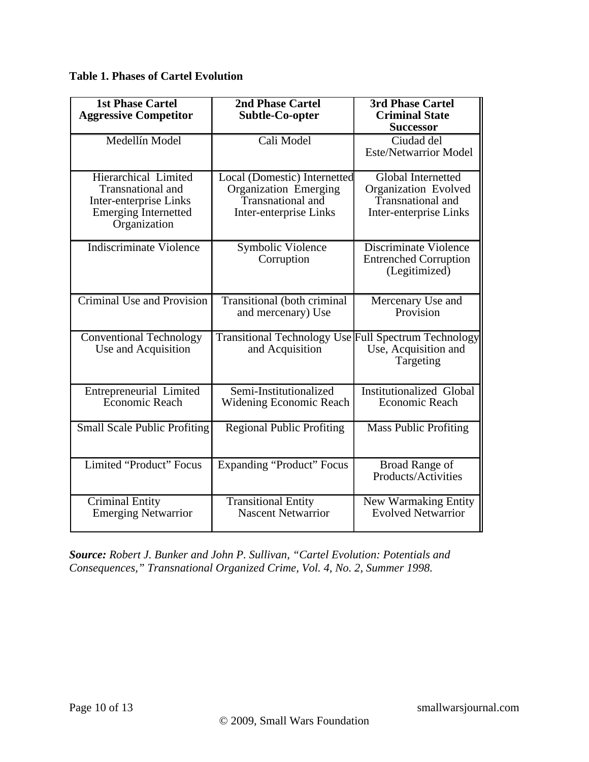**Table 1. Phases of Cartel Evolution**

| 1st Phase Cartel Aggressive Competitor | 2nd Phase Cartel Subtle-Co-opter | 3rd Phase Cartel Criminal State Successor |
|---|---|---|
| Medellín Model | Cali Model | Ciudad del Este/Netwarrior Model |
| Hierarchical Limited Transnational and Inter-enterprise Links Emerging Internetted Organization | Local (Domestic) Internetted Organization Emerging Transnational and Inter-enterprise Links | Global Internetted Organization Evolved Transnational and Inter-enterprise Links |
| Indiscriminate Violence | Symbolic Violence Corruption | Discriminate Violence Entrenched Corruption (Legitimized) |
| Criminal Use and Provision | Transitional (both criminal and mercenary) Use | Mercenary Use and Provision |
| Conventional Technology Use and Acquisition | Transitional Technology Use and Acquisition | Full Spectrum Technology Use, Acquisition and Targeting |
| Entrepreneurial Limited Economic Reach | Semi-Institutionalized Widening Economic Reach | Institutionalized Global Economic Reach |
| Small Scale Public Profiting | Regional Public Profiting | Mass Public Profiting |
| Limited "Product" Focus | Expanding "Product" Focus | Broad Range of Products/Activities |
| Criminal Entity Emerging Netwarrior | Transitional Entity Nascent Netwarrior | New Warmaking Entity Evolved Netwarrior |

***Source:*** *Robert J. Bunker and John P. Sullivan, "Cartel Evolution: Potentials and Consequences," Transnational Organized Crime, Vol. 4, No. 2, Summer 1998.*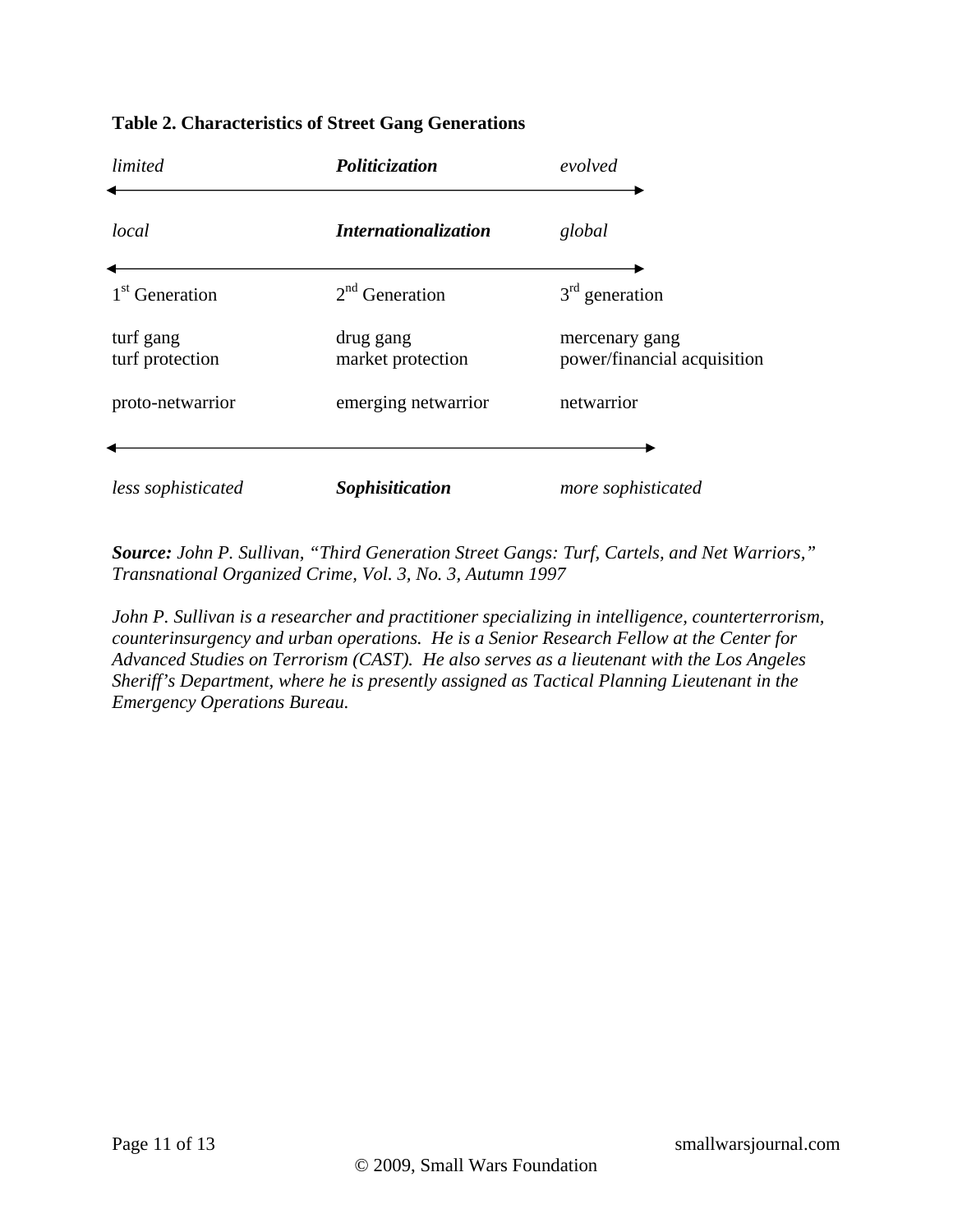**Table 2. Characteristics of Street Gang Generations**

| *limited* | ***Politicization*** | *evolved* |
|---|---|---|
| ← | | → |
| *local* | ***Internationalization*** | *global* |
| ← | | → |
| 1st Generation | 2nd Generation | 3rd generation |
| turf gang<br>turf protection | drug gang<br>market protection | mercenary gang<br>power/financial acquisition |
| proto-netwarrior | emerging netwarrior | netwarrior |
| ← | | → |
| *less sophisticated* | ***Sophisitication*** | *more sophisticated* |

***Source:*** *John P. Sullivan, "Third Generation Street Gangs: Turf, Cartels, and Net Warriors," Transnational Organized Crime, Vol. 3, No. 3, Autumn 1997*

*John P. Sullivan is a researcher and practitioner specializing in intelligence, counterterrorism, counterinsurgency and urban operations. He is a Senior Research Fellow at the Center for Advanced Studies on Terrorism (CAST). He also serves as a lieutenant with the Los Angeles Sheriff's Department, where he is presently assigned as Tactical Planning Lieutenant in the Emergency Operations Bureau.*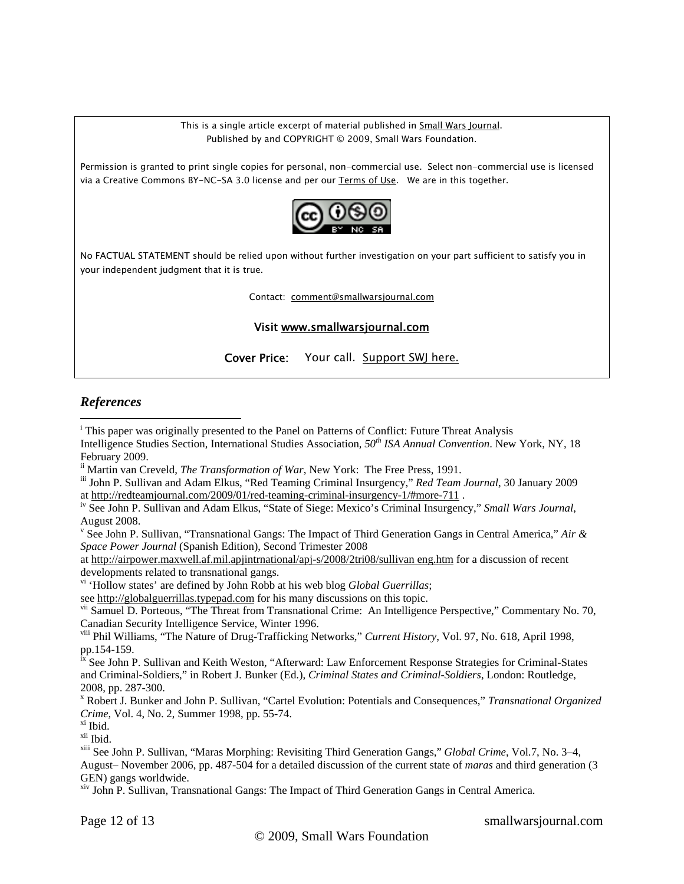This is a single article excerpt of material published in Small Wars Journal.
Published by and COPYRIGHT © 2009, Small Wars Foundation.

Permission is granted to print single copies for personal, non-commercial use. Select non-commercial use is licensed via a Creative Commons BY-NC-SA 3.0 license and per our Terms of Use. We are in this together.

No FACTUAL STATEMENT should be relied upon without further investigation on your part sufficient to satisfy you in your independent judgment that it is true.

Contact: comment@smallwarsjournal.com

**Visit www.smallwarsjournal.com**

**Cover Price**: Your call. Support SWJ here.

### *References*

[i] This paper was originally presented to the Panel on Patterns of Conflict: Future Threat Analysis Intelligence Studies Section, International Studies Association, *50th ISA Annual Convention*. New York, NY, 18 February 2009.

[ii] Martin van Creveld, *The Transformation of War*, New York: The Free Press, 1991.

[iii] John P. Sullivan and Adam Elkus, "Red Teaming Criminal Insurgency," *Red Team Journal*, 30 January 2009 at http://redteamjournal.com/2009/01/red-teaming-criminal-insurgency-1/#more-711 .

[iv] See John P. Sullivan and Adam Elkus, "State of Siege: Mexico's Criminal Insurgency," *Small Wars Journal*, August 2008.

[v] See John P. Sullivan, "Transnational Gangs: The Impact of Third Generation Gangs in Central America," *Air & Space Power Journal* (Spanish Edition), Second Trimester 2008 at http://airpower.maxwell.af.mil.apjintrnational/apj-s/2008/2tri08/sullivan eng.htm for a discussion of recent developments related to transnational gangs.

[vi] 'Hollow states' are defined by John Robb at his web blog *Global Guerrillas*; see http://globalguerrillas.typepad.com for his many discussions on this topic.

[vii] Samuel D. Porteous, "The Threat from Transnational Crime: An Intelligence Perspective," Commentary No. 70, Canadian Security Intelligence Service, Winter 1996.

[viii] Phil Williams, "The Nature of Drug-Trafficking Networks," *Current History*, Vol. 97, No. 618, April 1998, pp.154-159.

[ix] See John P. Sullivan and Keith Weston, "Afterward: Law Enforcement Response Strategies for Criminal-States and Criminal-Soldiers," in Robert J. Bunker (Ed.), *Criminal States and Criminal-Soldiers*, London: Routledge, 2008, pp. 287-300.

[x] Robert J. Bunker and John P. Sullivan, "Cartel Evolution: Potentials and Consequences," *Transnational Organized Crime*, Vol. 4, No. 2, Summer 1998, pp. 55-74.

[xi] Ibid.

[xii] Ibid.

[xiii] See John P. Sullivan, "Maras Morphing: Revisiting Third Generation Gangs," *Global Crime*, Vol.7, No. 3–4, August– November 2006, pp. 487-504 for a detailed discussion of the current state of *maras* and third generation (3 GEN) gangs worldwide.

[xiv] John P. Sullivan, Transnational Gangs: The Impact of Third Generation Gangs in Central America.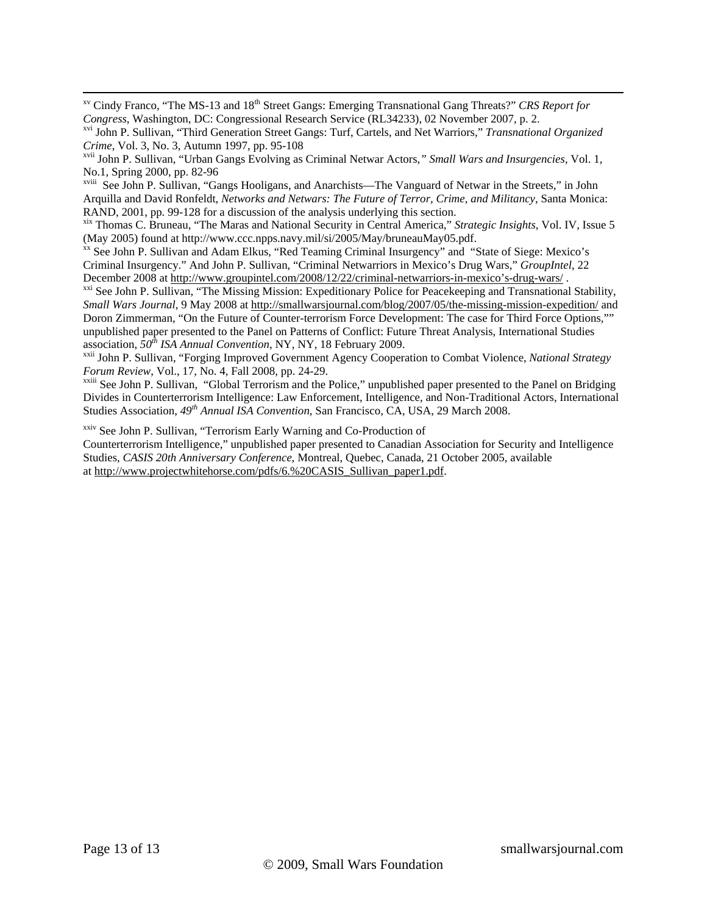[xv] Cindy Franco, "The MS-13 and 18th Street Gangs: Emerging Transnational Gang Threats?" *CRS Report for Congress*, Washington, DC: Congressional Research Service (RL34233), 02 November 2007, p. 2.

[xvi] John P. Sullivan, "Third Generation Street Gangs: Turf, Cartels, and Net Warriors," *Transnational Organized Crime*, Vol. 3, No. 3, Autumn 1997, pp. 95-108

[xvii] John P. Sullivan, "Urban Gangs Evolving as Criminal Netwar Actors," *Small Wars and Insurgencies*, Vol. 1, No.1, Spring 2000, pp. 82-96

[xviii] See John P. Sullivan, "Gangs Hooligans, and Anarchists—The Vanguard of Netwar in the Streets," in John Arquilla and David Ronfeldt, *Networks and Netwars: The Future of Terror, Crime, and Militancy*, Santa Monica: RAND, 2001, pp. 99-128 for a discussion of the analysis underlying this section.

[xix] Thomas C. Bruneau, "The Maras and National Security in Central America," *Strategic Insights*, Vol. IV, Issue 5 (May 2005) found at http://www.ccc.npps.navy.mil/si/2005/May/bruneauMay05.pdf.

[xx] See John P. Sullivan and Adam Elkus, "Red Teaming Criminal Insurgency" and "State of Siege: Mexico's Criminal Insurgency." And John P. Sullivan, "Criminal Netwarriors in Mexico's Drug Wars," *GroupIntel*, 22 December 2008 at http://www.groupintel.com/2008/12/22/criminal-netwarriors-in-mexico's-drug-wars/ .

[xxi] See John P. Sullivan, "The Missing Mission: Expeditionary Police for Peacekeeping and Transnational Stability, *Small Wars Journal*, 9 May 2008 at http://smallwarsjournal.com/blog/2007/05/the-missing-mission-expedition/ and Doron Zimmerman, "On the Future of Counter-terrorism Force Development: The case for Third Force Options,"" unpublished paper presented to the Panel on Patterns of Conflict: Future Threat Analysis, International Studies association, *50th ISA Annual Convention*, NY, NY, 18 February 2009.

[xxii] John P. Sullivan, "Forging Improved Government Agency Cooperation to Combat Violence, *National Strategy Forum Review*, Vol., 17, No. 4, Fall 2008, pp. 24-29.

[xxiii] See John P. Sullivan, "Global Terrorism and the Police," unpublished paper presented to the Panel on Bridging Divides in Counterterrorism Intelligence: Law Enforcement, Intelligence, and Non-Traditional Actors, International Studies Association, *49th Annual ISA Convention*, San Francisco, CA, USA, 29 March 2008.

[xxiv] See John P. Sullivan, "Terrorism Early Warning and Co-Production of Counterterrorism Intelligence," unpublished paper presented to Canadian Association for Security and Intelligence Studies, *CASIS 20th Anniversary Conference*, Montreal, Quebec, Canada, 21 October 2005, available at http://www.projectwhitehorse.com/pdfs/6.%20CASIS_Sullivan_paper1.pdf.

© 2009, Small Wars Foundation